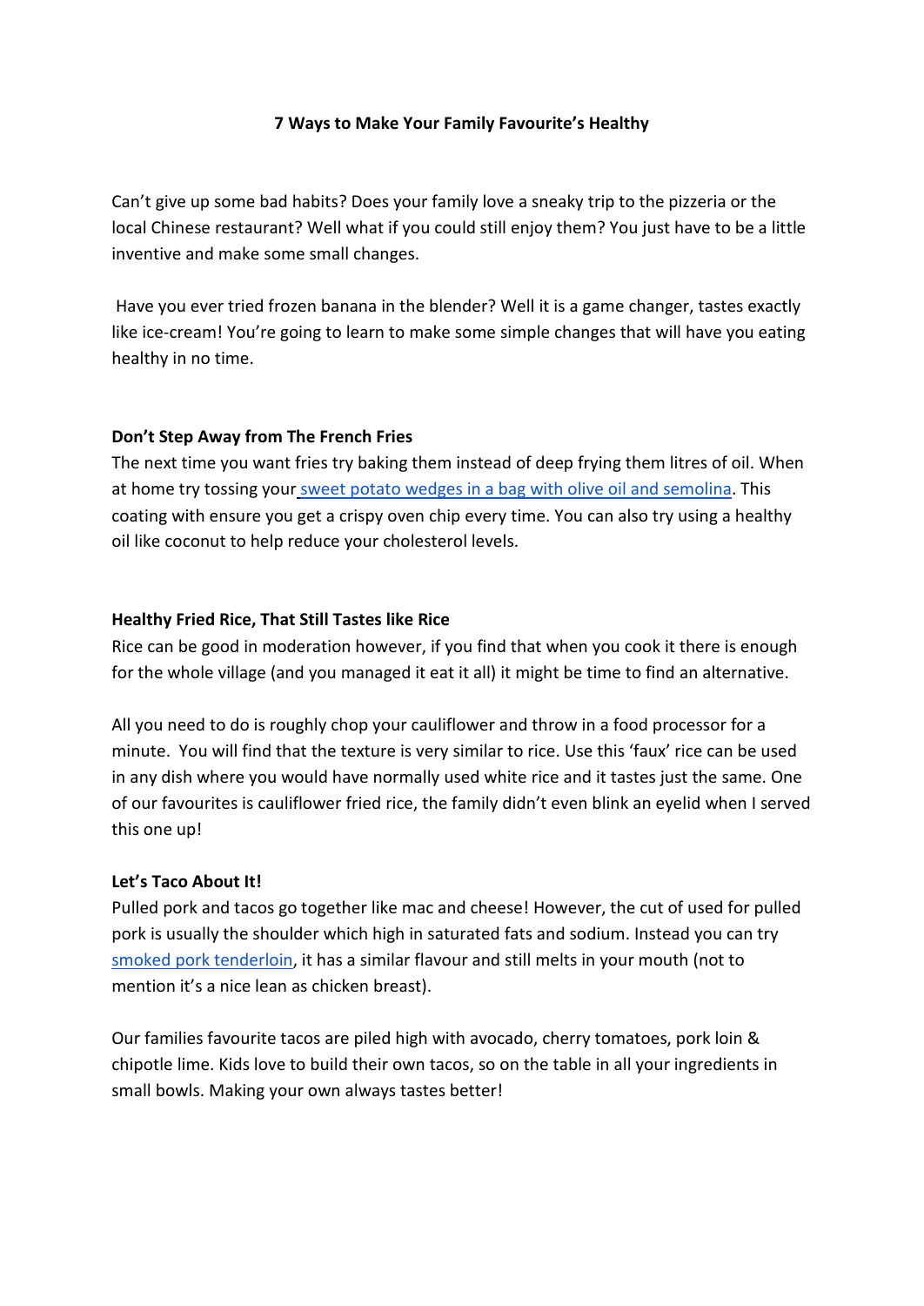# 7 Ways to Make Your Family Favourite's Healthy

Can't give up some bad habits? Does your family love a sneaky trip to the pizzeria or the local Chinese restaurant? Well what if you could still enjoy them? You just have to be a little inventive and make some small changes.

Have you ever tried frozen banana in the blender? Well it is a game changer, tastes exactly like ice-cream! You're going to learn to make some simple changes that will have you eating healthy in no time.

## Don't Step Away from The French Fries

The next time you want fries try baking them instead of deep frying them litres of oil. When at home try tossing your sweet potato wedges in a bag with olive oil and semolina. This coating with ensure you get a crispy oven chip every time. You can also try using a healthy oil like coconut to help reduce your cholesterol levels.

## Healthy Fried Rice, That Still Tastes like Rice

Rice can be good in moderation however, if you find that when you cook it there is enough for the whole village (and you managed it eat it all) it might be time to find an alternative.

All you need to do is roughly chop your cauliflower and throw in a food processor for a minute. You will find that the texture is very similar to rice. Use this 'faux' rice can be used in any dish where you would have normally used white rice and it tastes just the same. One of our favourites is cauliflower fried rice, the family didn't even blink an eyelid when I served this one up!

## Let's Taco About It!

Pulled pork and tacos go together like mac and cheese! However, the cut of used for pulled pork is usually the shoulder which high in saturated fats and sodium. Instead you can try smoked pork tenderloin, it has a similar flavour and still melts in your mouth (not to mention it's a nice lean as chicken breast).

Our families favourite tacos are piled high with avocado, cherry tomatoes, pork loin & chipotle lime. Kids love to build their own tacos, so on the table in all your ingredients in small bowls. Making your own always tastes better!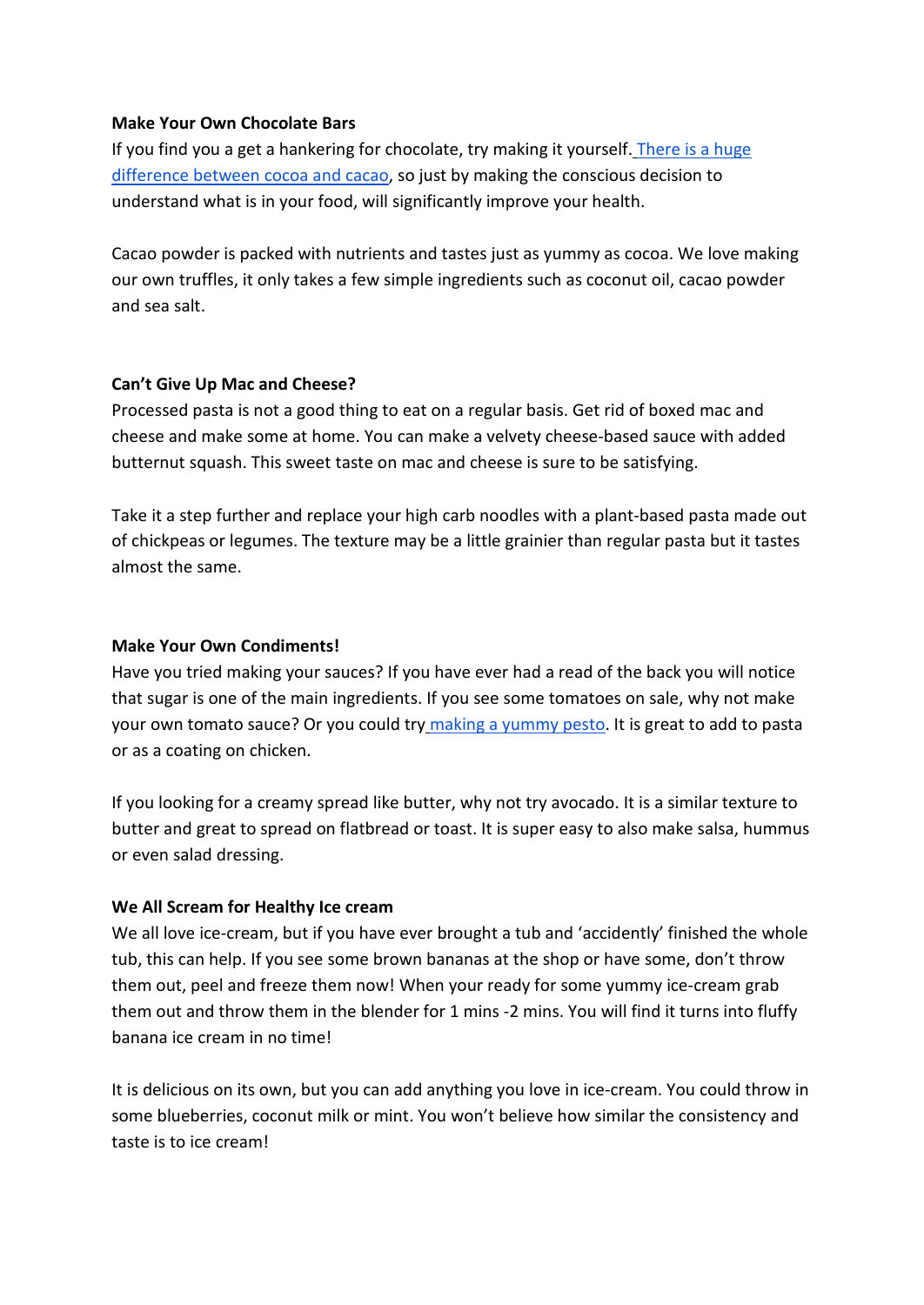**Make Your Own Chocolate Bars**

If you find you a get a hankering for chocolate, try making it yourself. There is a huge difference between cocoa and cacao, so just by making the conscious decision to understand what is in your food, will significantly improve your health.

Cacao powder is packed with nutrients and tastes just as yummy as cocoa. We love making our own truffles, it only takes a few simple ingredients such as coconut oil, cacao powder and sea salt.

**Can't Give Up Mac and Cheese?**

Processed pasta is not a good thing to eat on a regular basis. Get rid of boxed mac and cheese and make some at home. You can make a velvety cheese-based sauce with added butternut squash. This sweet taste on mac and cheese is sure to be satisfying.

Take it a step further and replace your high carb noodles with a plant-based pasta made out of chickpeas or legumes. The texture may be a little grainier than regular pasta but it tastes almost the same.

**Make Your Own Condiments!**

Have you tried making your sauces? If you have ever had a read of the back you will notice that sugar is one of the main ingredients. If you see some tomatoes on sale, why not make your own tomato sauce? Or you could try making a yummy pesto. It is great to add to pasta or as a coating on chicken.

If you looking for a creamy spread like butter, why not try avocado. It is a similar texture to butter and great to spread on flatbread or toast. It is super easy to also make salsa, hummus or even salad dressing.

**We All Scream for Healthy Ice cream**

We all love ice-cream, but if you have ever brought a tub and 'accidently' finished the whole tub, this can help. If you see some brown bananas at the shop or have some, don't throw them out, peel and freeze them now! When your ready for some yummy ice-cream grab them out and throw them in the blender for 1 mins -2 mins. You will find it turns into fluffy banana ice cream in no time!

It is delicious on its own, but you can add anything you love in ice-cream. You could throw in some blueberries, coconut milk or mint. You won't believe how similar the consistency and taste is to ice cream!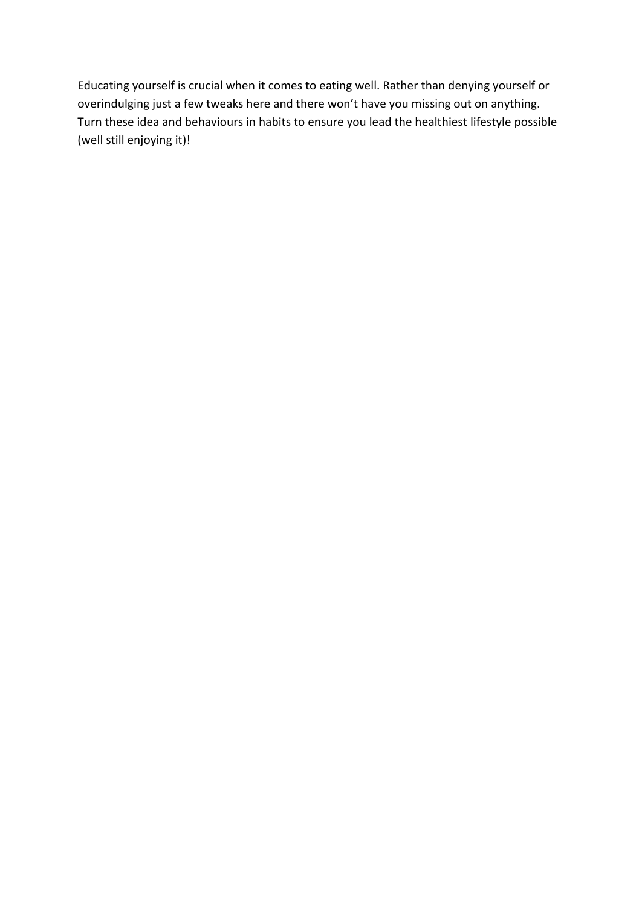Educating yourself is crucial when it comes to eating well. Rather than denying yourself or overindulging just a few tweaks here and there won't have you missing out on anything. Turn these idea and behaviours in habits to ensure you lead the healthiest lifestyle possible (well still enjoying it)!